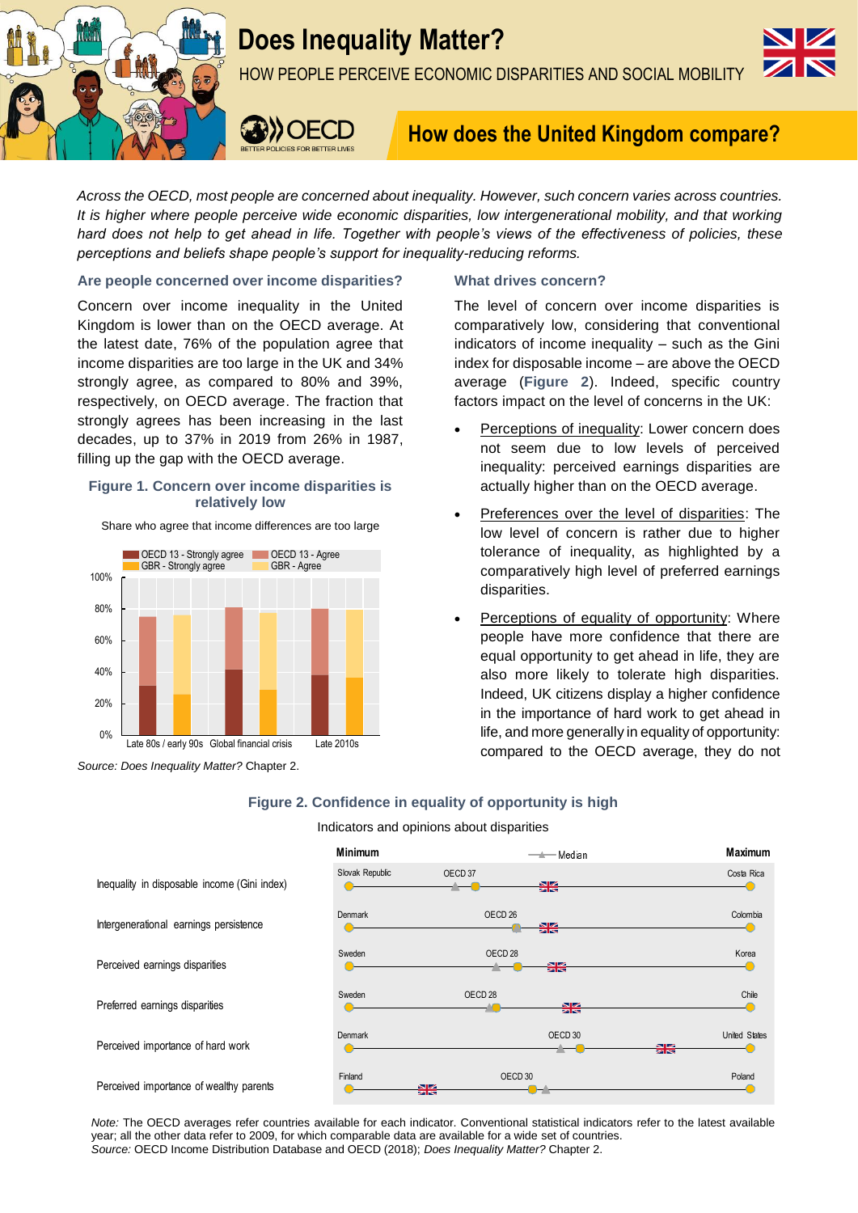# Does Inequality Matter?

HOW PEOPLE PERCEIVE ECONOMIC DISPARITIES AND SOCIAL MOBILITY

## How does the United Kingdom compare?

*Across the OECD, most people are concerned about inequality. However, such concern varies across countries. It is higher where people perceive wide economic disparities, low intergenerational mobility, and that working hard does not help to get ahead in life. Together with people's views of the effectiveness of policies, these perceptions and beliefs shape people's support for inequality-reducing reforms.*

### Are people concerned over income disparities?

Concern over income inequality in the United Kingdom is lower than on the OECD average. At the latest date, 76% of the population agree that income disparities are too large in the UK and 34% strongly agree, as compared to 80% and 39%, respectively, on OECD average. The fraction that strongly agrees has been increasing in the last decades, up to 37% in 2019 from 26% in 1987, filling up the gap with the OECD average.

**Figure 1. Concern over income disparities is relatively low**

Share who agree that income differences are too large

Legend: OECD 13 - Strongly agree; OECD 13 - Agree; GBR - Strongly agree; GBR - Agree

Periods: Late 80s / early 90s; Global financial crisis; Late 2010s

*Source: Does Inequality Matter?* Chapter 2.

### What drives concern?

The level of concern over income disparities is comparatively low, considering that conventional indicators of income inequality – such as the Gini index for disposable income – are above the OECD average (**Figure 2**). Indeed, specific country factors impact on the level of concerns in the UK:

- Perceptions of inequality: Lower concern does not seem due to low levels of perceived inequality: perceived earnings disparities are actually higher than on the OECD average.
- Preferences over the level of disparities: The low level of concern is rather due to higher tolerance of inequality, as highlighted by a comparatively high level of preferred earnings disparities.
- Perceptions of equality of opportunity: Where people have more confidence that there are equal opportunity to get ahead in life, they are also more likely to tolerate high disparities. Indeed, UK citizens display a higher confidence in the importance of hard work to get ahead in life, and more generally in equality of opportunity: compared to the OECD average, they do not

**Figure 2. Confidence in equality of opportunity is high**

Indicators and opinions about disparities

| Indicator | Minimum | OECD average | Maximum |
|---|---|---|---|
| Inequality in disposable income (Gini index) | Slovak Republic | OECD 37 | Costa Rica |
| Intergenerational earnings persistence | Denmark | OECD 26 | Colombia |
| Perceived earnings disparities | Sweden | OECD 28 | Korea |
| Preferred earnings disparities | Sweden | OECD 28 | Chile |
| Perceived importance of hard work | Denmark | OECD 30 | United States |
| Perceived importance of wealthy parents | Finland | OECD 30 | Poland |

*Note:* The OECD averages refer countries available for each indicator. Conventional statistical indicators refer to the latest available year; all the other data refer to 2009, for which comparable data are available for a wide set of countries.

*Source:* OECD Income Distribution Database and OECD (2018); *Does Inequality Matter?* Chapter 2.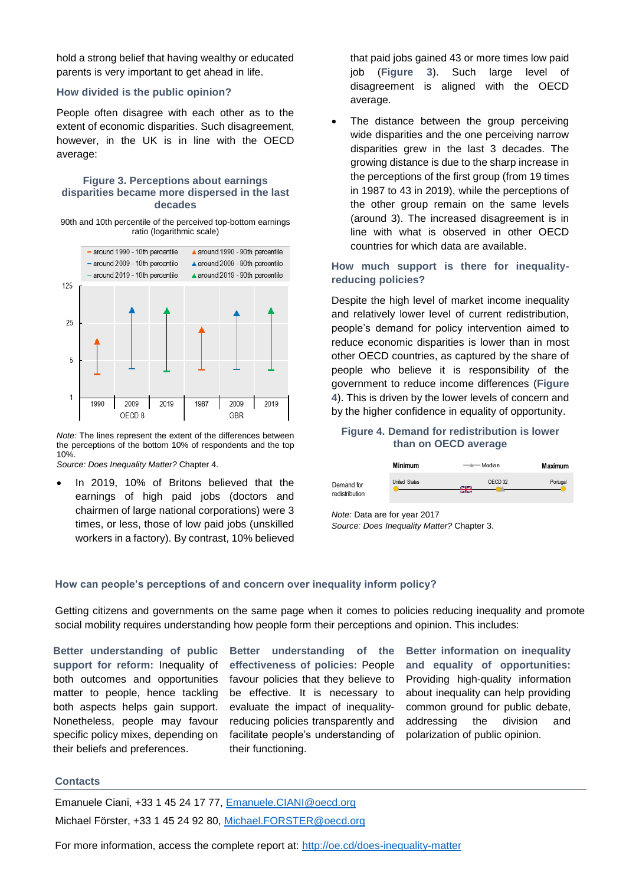hold a strong belief that having wealthy or educated parents is very important to get ahead in life.

### How divided is the public opinion?

People often disagree with each other as to the extent of economic disparities. Such disagreement, however, in the UK is in line with the OECD average:

**Figure 3. Perceptions about earnings disparities became more dispersed in the last decades**

90th and 10th percentile of the perceived top-bottom earnings ratio (logarithmic scale)

around 1990 - 10th percentile
around 2009 - 10th percentile
around 2019 - 10th percentile
around 1990 - 90th percentile
around 2009 - 90th percentile
around 2019 - 90th percentile

125
25
5
1

1990 2009 2019
OECD 8

1987 2009 2019
GBR

*Note:* The lines represent the extent of the differences between the perceptions of the bottom 10% of respondents and the top 10%.
*Source: Does Inequality Matter?* Chapter 4.

- In 2019, 10% of Britons believed that the earnings of high paid jobs (doctors and chairmen of large national corporations) were 3 times, or less, those of low paid jobs (unskilled workers in a factory). By contrast, 10% believed that paid jobs gained 43 or more times low paid job (**Figure 3**). Such large level of disagreement is aligned with the OECD average.
- The distance between the group perceiving wide disparities and the one perceiving narrow disparities grew in the last 3 decades. The growing distance is due to the sharp increase in the perceptions of the first group (from 19 times in 1987 to 43 in 2019), while the perceptions of the other group remain on the same levels (around 3). The increased disagreement is in line with what is observed in other OECD countries for which data are available.

### How much support is there for inequality-reducing policies?

Despite the high level of market income inequality and relatively lower level of current redistribution, people's demand for policy intervention aimed to reduce economic disparities is lower than in most other OECD countries, as captured by the share of people who believe it is responsibility of the government to reduce income differences (**Figure 4**). This is driven by the lower levels of concern and by the higher confidence in equality of opportunity.

**Figure 4. Demand for redistribution is lower than on OECD average**

Minimum
Median
Maximum

Demand for redistribution
United States
OECD 32
Portugal

*Note:* Data are for year 2017
*Source: Does Inequality Matter?* Chapter 3.

### How can people's perceptions of and concern over inequality inform policy?

Getting citizens and governments on the same page when it comes to policies reducing inequality and promote social mobility requires understanding how people form their perceptions and opinion. This includes:

**Better understanding of public support for reform:** Inequality of both outcomes and opportunities matter to people, hence tackling both aspects helps gain support. Nonetheless, people may favour specific policy mixes, depending on their beliefs and preferences.

**Better understanding of the effectiveness of policies:** People favour policies that they believe to be effective. It is necessary to evaluate the impact of inequality-reducing policies transparently and facilitate people's understanding of their functioning.

**Better information on inequality and equality of opportunities:** Providing high-quality information about inequality can help providing common ground for public debate, addressing the division and polarization of public opinion.

### Contacts

Emanuele Ciani, +33 1 45 24 17 77, Emanuele.CIANI@oecd.org

Michael Förster, +33 1 45 24 92 80, Michael.FORSTER@oecd.org

For more information, access the complete report at: http://oe.cd/does-inequality-matter